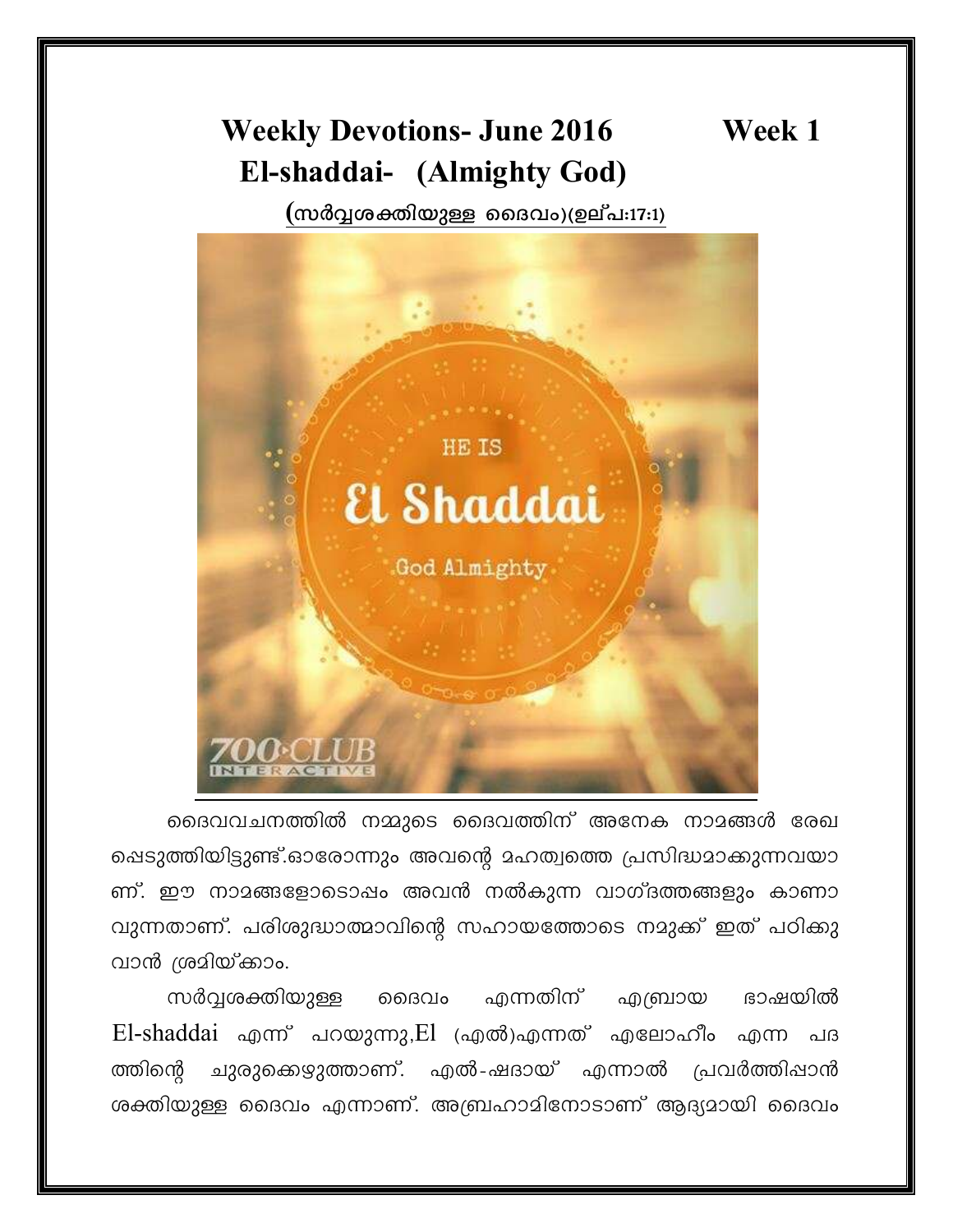# Weekly Devotions- June 2016 Week 1

## El-shaddai- (Almighty God)

**(സർവ്വശക്തിയുള്ള ദൈവം)(ഉല്പ:17:1)**

ദൈവവചനത്തിൽ നമ്മുടെ ദൈവത്തിന് അനേക നാമങ്ങൾ രേഖപ്പെടുത്തിയിട്ടുണ്ട്.ഓരോന്നും അവന്റെ മഹത്വത്തെ പ്രസിദ്ധമാക്കുന്നവയാണ്. ഈ നാമങ്ങളോടൊപ്പം അവൻ നൽകുന്ന വാഗ്ദത്തങ്ങളും കാണാവുന്നതാണ്. പരിശുദ്ധാത്മാവിന്റെ സഹായത്തോടെ നമുക്ക് ഇത് പഠിക്കുവാൻ ശ്രമിയ്ക്കാം.

സർവ്വശക്തിയുള്ള ദൈവം എന്നതിന് എബ്രായ ഭാഷയിൽ El-shaddai എന്ന് പറയുന്നു,El (എൽ)എന്നത് എലോഹീം എന്ന പദത്തിന്റെ ചുരുക്കെഴുത്താണ്. എൽ-ഷദായ് എന്നാൽ പ്രവർത്തിപ്പാൻ ശക്തിയുള്ള ദൈവം എന്നാണ്. അബ്രഹാമിനോടാണ് ആദ്യമായി ദൈവം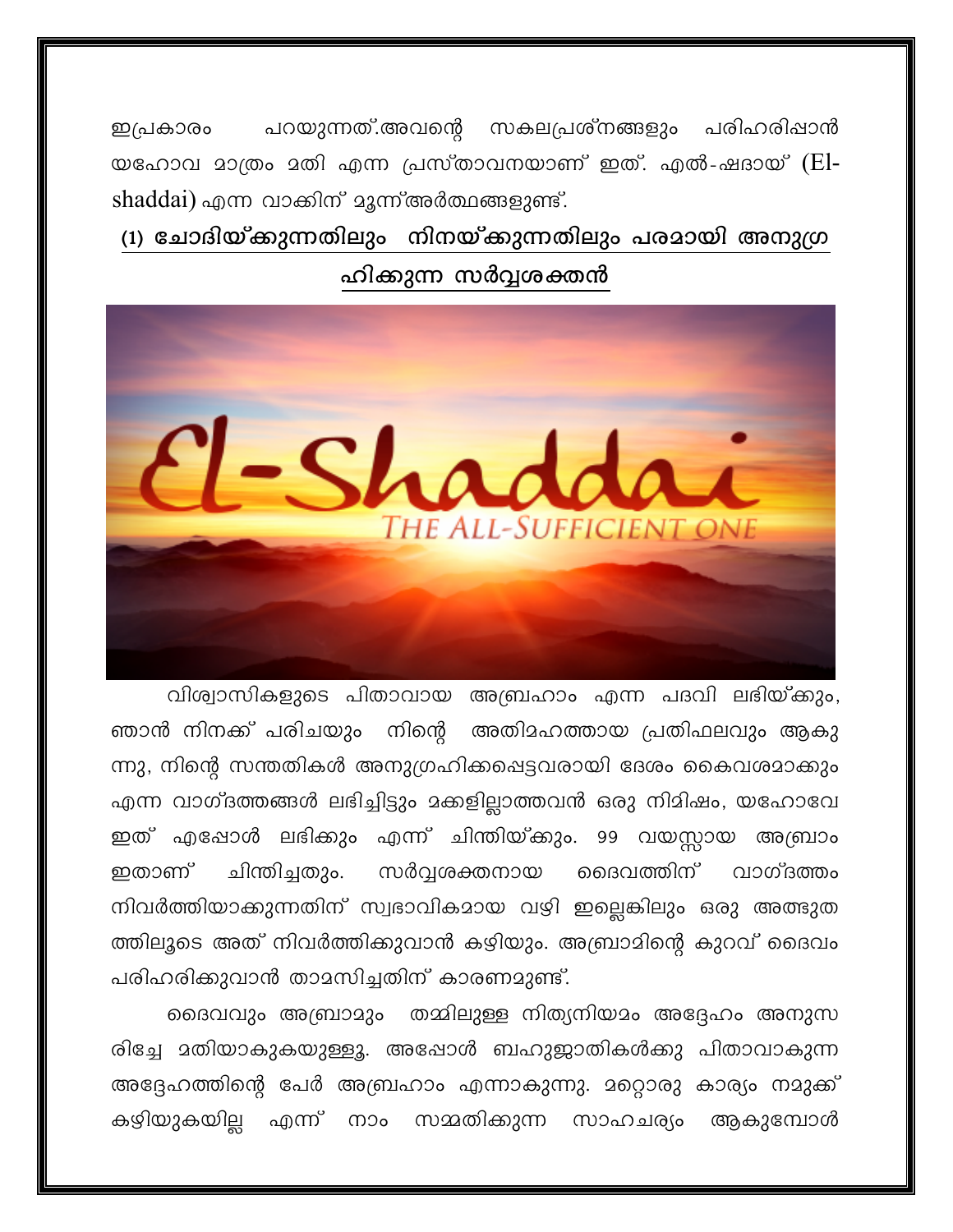ഇപ്രകാരം പറയുന്നത്.അവന്റെ സകലപ്രശ്നങ്ങളും പരിഹരിപ്പാൻ യഹോവ മാത്രം മതി എന്ന പ്രസ്താവനയാണ് ഇത്. എൽ-ഷദായ് (El-shaddai) എന്ന വാക്കിന് മൂന്ന്അർത്ഥങ്ങളുണ്ട്.

**(1) ചോദിയ്ക്കുന്നതിലും നിനയ്ക്കുന്നതിലും പരമായി അനുഗ്രഹിക്കുന്ന സർവ്വശക്തൻ**

വിശ്വാസികളുടെ പിതാവായ അബ്രഹാം എന്ന പദവി ലഭിയ്ക്കും, ഞാൻ നിനക്ക് പരിചയും നിന്റെ അതിമഹത്തായ പ്രതിഫലവും ആകുന്നു, നിന്റെ സന്തതികൾ അനുഗ്രഹിക്കപ്പെട്ടവരായി ദേശം കൈവശമാക്കും എന്ന വാഗ്ദത്തങ്ങൾ ലഭിച്ചിട്ടും മക്കളില്ലാത്തവൻ ഒരു നിമിഷം, യഹോവേ ഇത് എപ്പോൾ ലഭിക്കും എന്ന് ചിന്തിയ്ക്കും. 99 വയസ്സായ അബ്രാം ഇതാണ് ചിന്തിച്ചതും. സർവ്വശക്തനായ ദൈവത്തിന് വാഗ്ദത്തം നിവർത്തിയാക്കുന്നതിന് സ്വഭാവികമായ വഴി ഇല്ലെങ്കിലും ഒരു അത്ഭുതത്തിലൂടെ അത് നിവർത്തിക്കുവാൻ കഴിയും. അബ്രാമിന്റെ കുറവ് ദൈവം പരിഹരിക്കുവാൻ താമസിച്ചതിന് കാരണമുണ്ട്.

ദൈവവും അബ്രാമും തമ്മിലുള്ള നിത്യനിയമം അദ്ദേഹം അനുസരിച്ചേ മതിയാകുകയുള്ളൂ. അപ്പോൾ ബഹുജാതികൾക്കു പിതാവാകുന്ന അദ്ദേഹത്തിന്റെ പേർ അബ്രഹാം എന്നാകുന്നു. മറ്റൊരു കാര്യം നമുക്ക് കഴിയുകയില്ല എന്ന് നാം സമ്മതിക്കുന്ന സാഹചര്യം ആകുമ്പോൾ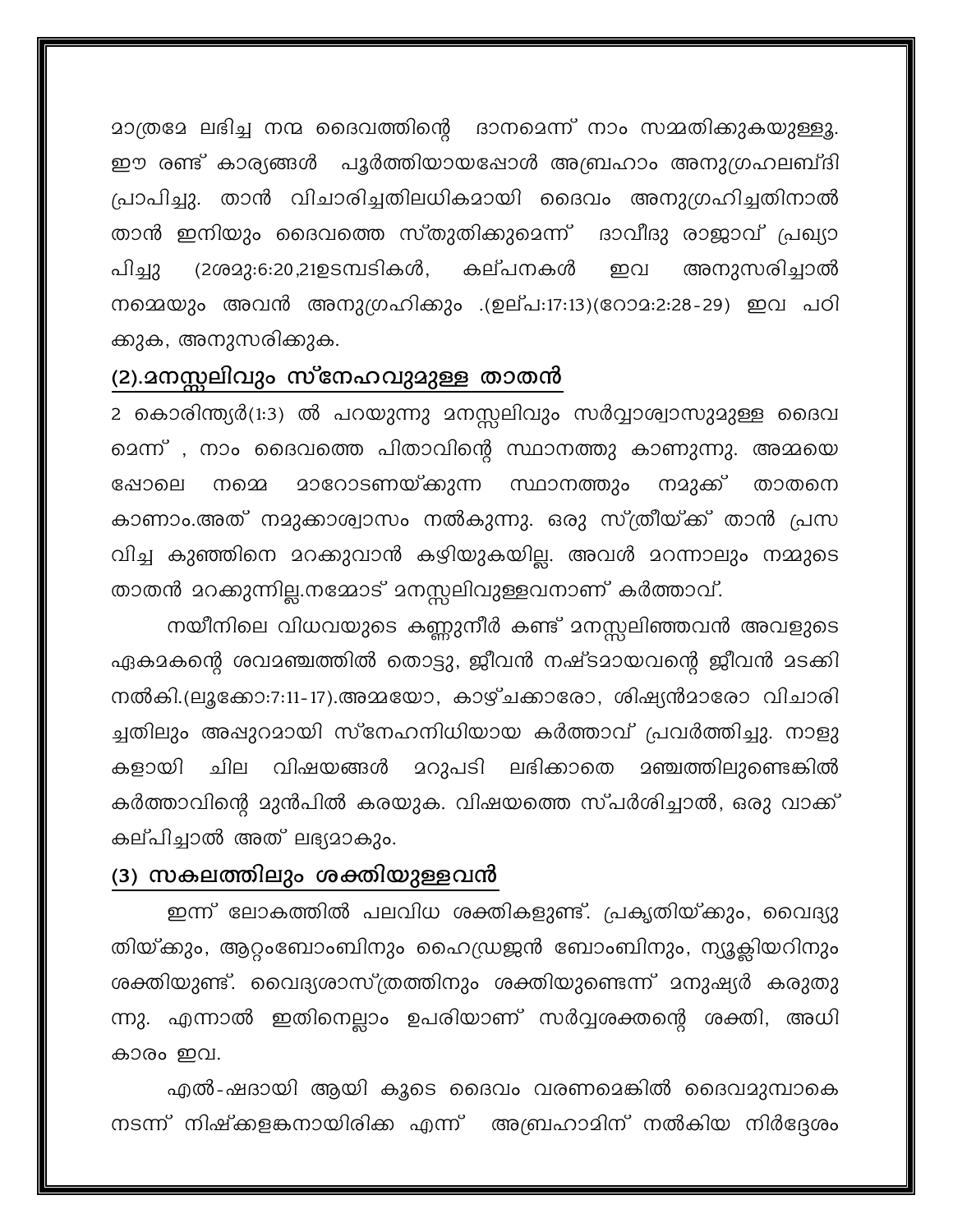മാത്രമേ ലഭിച്ച നന്മ ദൈവത്തിന്റെ ദാനമെന്ന് നാം സമ്മതിക്കുകയുള്ളൂ. ഈ രണ്ട് കാര്യങ്ങൾ പൂർത്തിയായപ്പോൾ അബ്രഹാം അനുഗ്രഹലബ്ദി പ്രാപിച്ചു. താൻ വിചാരിച്ചതിലധികമായി ദൈവം അനുഗ്രഹിച്ചതിനാൽ താൻ ഇനിയും ദൈവത്തെ സ്തുതിക്കുമെന്ന് ദാവീദു രാജാവ് പ്രഖ്യാപിച്ചു (2ശമു:6:20,21ഉടമ്പടികൾ, കല്പനകൾ ഇവ അനുസരിച്ചാൽ നമ്മെയും അവൻ അനുഗ്രഹിക്കും .(ഉല്പ:17:13)(റോമ:2:28-29) ഇവ പഠിക്കുക, അനുസരിക്കുക.

## (2).മനസ്സലിവും സ്നേഹവുമുള്ള താതൻ

2 കൊരിന്ത്യർ(1:3) ൽ പറയുന്നു മനസ്സലിവും സർവ്വാശ്വാസുമുള്ള ദൈവമെന്ന് , നാം ദൈവത്തെ പിതാവിന്റെ സ്ഥാനത്തു കാണുന്നു. അമ്മയെ പ്പോലെ നമ്മെ മാറോടണയ്ക്കുന്ന സ്ഥാനത്തും നമുക്ക് താതനെ കാണാം.അത് നമുക്കാശ്വാസം നൽകുന്നു. ഒരു സ്ത്രീയ്ക്ക് താൻ പ്രസവിച്ച കുഞ്ഞിനെ മറക്കുവാൻ കഴിയുകയില്ല. അവൾ മറന്നാലും നമ്മുടെ താതൻ മറക്കുന്നില്ല.നമ്മോട് മനസ്സലിവുള്ളവനാണ് കർത്താവ്.

നയീനിലെ വിധവയുടെ കണ്ണുനീർ കണ്ട് മനസ്സലിഞ്ഞവൻ അവളുടെ ഏകമകന്റെ ശവമഞ്ചത്തിൽ തൊട്ടു, ജീവൻ നഷ്ടമായവന്റെ ജീവൻ മടക്കി നൽകി.(ലൂക്കോ:7:11-17).അമ്മയോ, കാഴ്ചക്കാരോ, ശിഷ്യൻമാരോ വിചാരിച്ചതിലും അപ്പുറമായി സ്നേഹനിധിയായ കർത്താവ് പ്രവർത്തിച്ചു. നാളുകളായി ചില വിഷയങ്ങൾ മറുപടി ലഭിക്കാതെ മഞ്ചത്തിലുണ്ടെങ്കിൽ കർത്താവിന്റെ മുൻപിൽ കരയുക. വിഷയത്തെ സ്പർശിച്ചാൽ, ഒരു വാക്ക് കല്പിച്ചാൽ അത് ലഭ്യമാകും.

## (3) സകലത്തിലും ശക്തിയുള്ളവൻ

ഇന്ന് ലോകത്തിൽ പലവിധ ശക്തികളുണ്ട്. പ്രകൃതിയ്ക്കും, വൈദ്യുതിയ്ക്കും, ആറ്റംബോംബിനും ഹൈഡ്രജൻ ബോംബിനും, ന്യൂക്ലിയറിനും ശക്തിയുണ്ട്. വൈദ്യശാസ്ത്രത്തിനും ശക്തിയുണ്ടെന്ന് മനുഷ്യർ കരുതുന്നു. എന്നാൽ ഇതിനെല്ലാം ഉപരിയാണ് സർവ്വശക്തന്റെ ശക്തി, അധികാരം ഇവ.

എൽ-ഷദായി ആയി കൂടെ ദൈവം വരണമെങ്കിൽ ദൈവമുമ്പാകെ നടന്ന് നിഷ്ക്കളങ്കനായിരിക്ക എന്ന് അബ്രഹാമിന് നൽകിയ നിർദ്ദേശം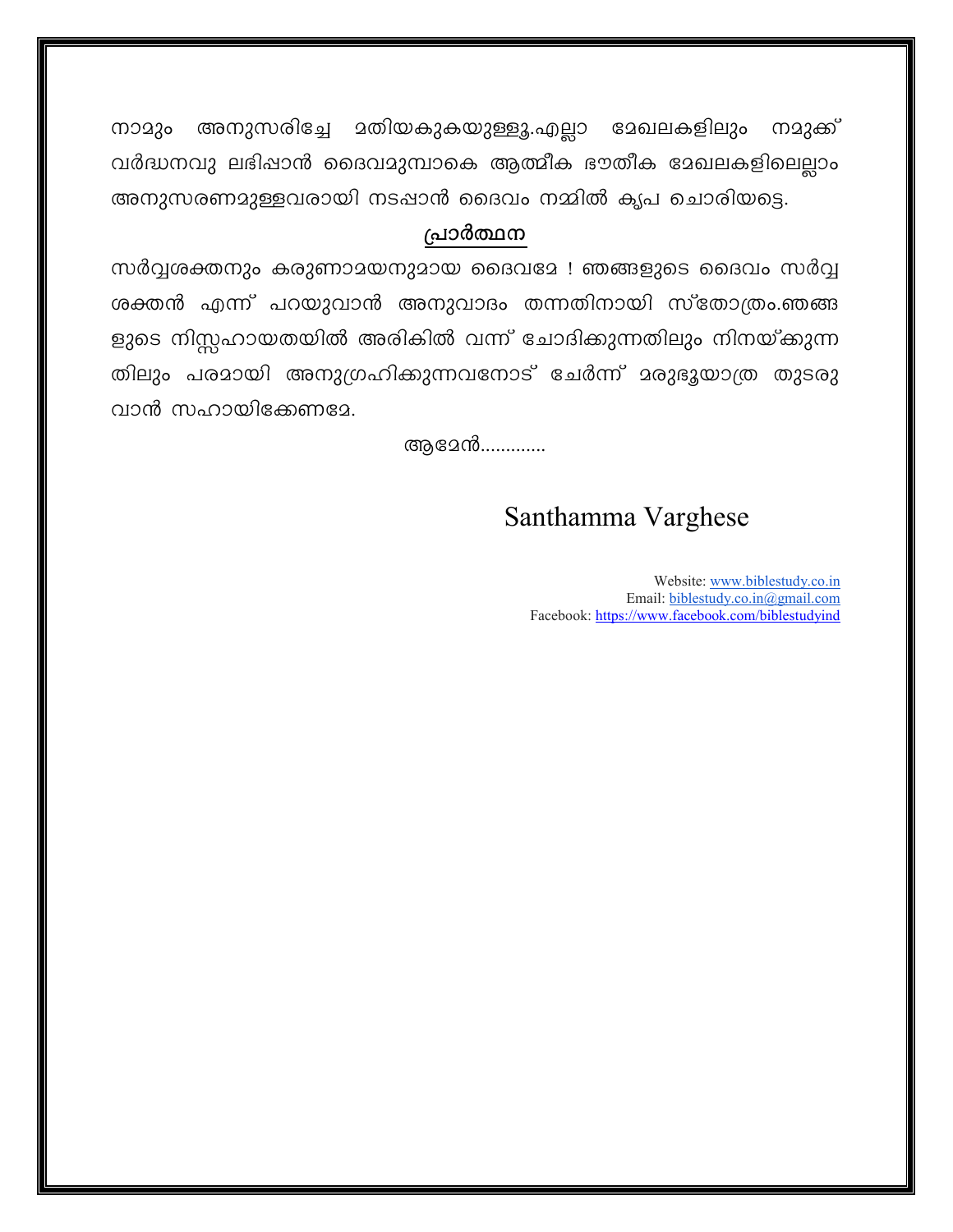നാമും അനുസരിച്ചേ മതിയാകുകയുള്ളൂ.എല്ലാ മേഖലകളിലും നമുക്ക് വർദ്ധനവു ലഭിപ്പാൻ ദൈവമുമ്പാകെ ആത്മീക ഭൗതീക മേഖലകളിലെല്ലാം അനുസരണമുള്ളവരായി നടപ്പാൻ ദൈവം നമ്മിൽ കൃപ ചൊരിയട്ടെ.

## പ്രാർത്ഥന

സർവ്വശക്തനും കരുണാമയനുമായ ദൈവമേ ! ഞങ്ങളുടെ ദൈവം സർവ്വ ശക്തൻ എന്ന് പറയുവാൻ അനുവാദം തന്നതിനായി സ്തോത്രം.ഞങ്ങളുടെ നിസ്സഹായതയിൽ അരികിൽ വന്ന് ചോദിക്കുന്നതിലും നിനയ്ക്കുന്നതിലും പരമായി അനുഗ്രഹിക്കുന്നവനോട് ചേർന്ന് മരുഭൂയാത്ര തുടരുവാൻ സഹായിക്കേണമേ.

ആമേൻ.............

Santhamma Varghese

Website: www.biblestudy.co.in
Email: biblestudy.co.in@gmail.com
Facebook: https://www.facebook.com/biblestudyind